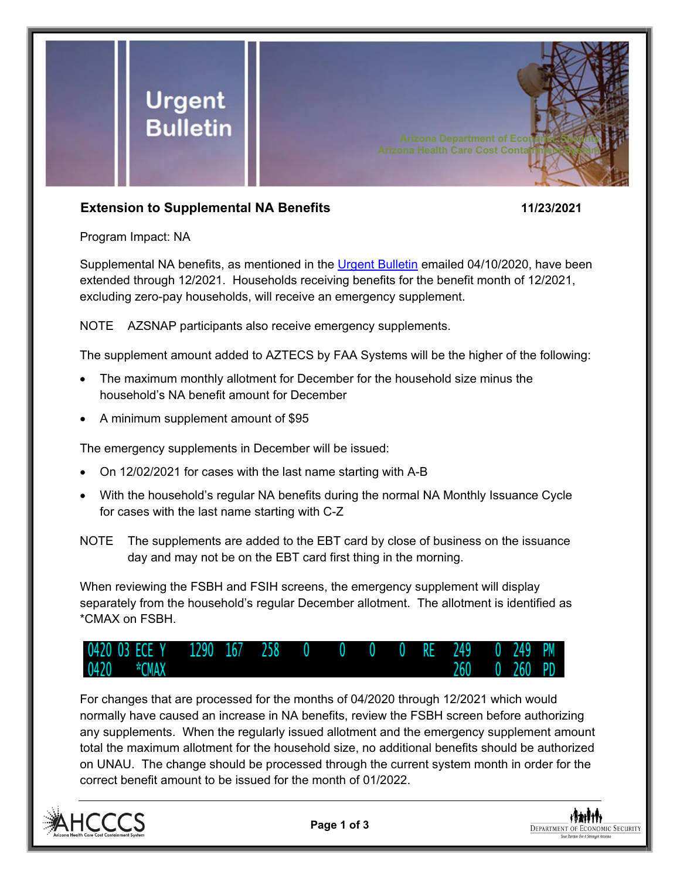**Urgent Bulletin**

Arizona Department of Economic Security
Arizona Health Care Cost Containment System

## Extension to Supplemental NA Benefits

**11/23/2021**

Program Impact: NA

Supplemental NA benefits, as mentioned in the Urgent Bulletin emailed 04/10/2020, have been extended through 12/2021. Households receiving benefits for the benefit month of 12/2021, excluding zero-pay households, will receive an emergency supplement.

NOTE AZSNAP participants also receive emergency supplements.

The supplement amount added to AZTECS by FAA Systems will be the higher of the following:

- The maximum monthly allotment for December for the household size minus the household's NA benefit amount for December
- A minimum supplement amount of $95

The emergency supplements in December will be issued:

- On 12/02/2021 for cases with the last name starting with A-B
- With the household's regular NA benefits during the normal NA Monthly Issuance Cycle for cases with the last name starting with C-Z

NOTE The supplements are added to the EBT card by close of business on the issuance day and may not be on the EBT card first thing in the morning.

When reviewing the FSBH and FSIH screens, the emergency supplement will display separately from the household's regular December allotment. The allotment is identified as *CMAX on FSBH.

```
0420 03 ECE Y    1290  167   258    0     0    0    0   RE   249    0  249  PM
0420    *CMAX                                             260    0  260  PD
```

For changes that are processed for the months of 04/2020 through 12/2021 which would normally have caused an increase in NA benefits, review the FSBH screen before authorizing any supplements. When the regularly issued allotment and the emergency supplement amount total the maximum allotment for the household size, no additional benefits should be authorized on UNAU. The change should be processed through the current system month in order for the correct benefit amount to be issued for the month of 01/2022.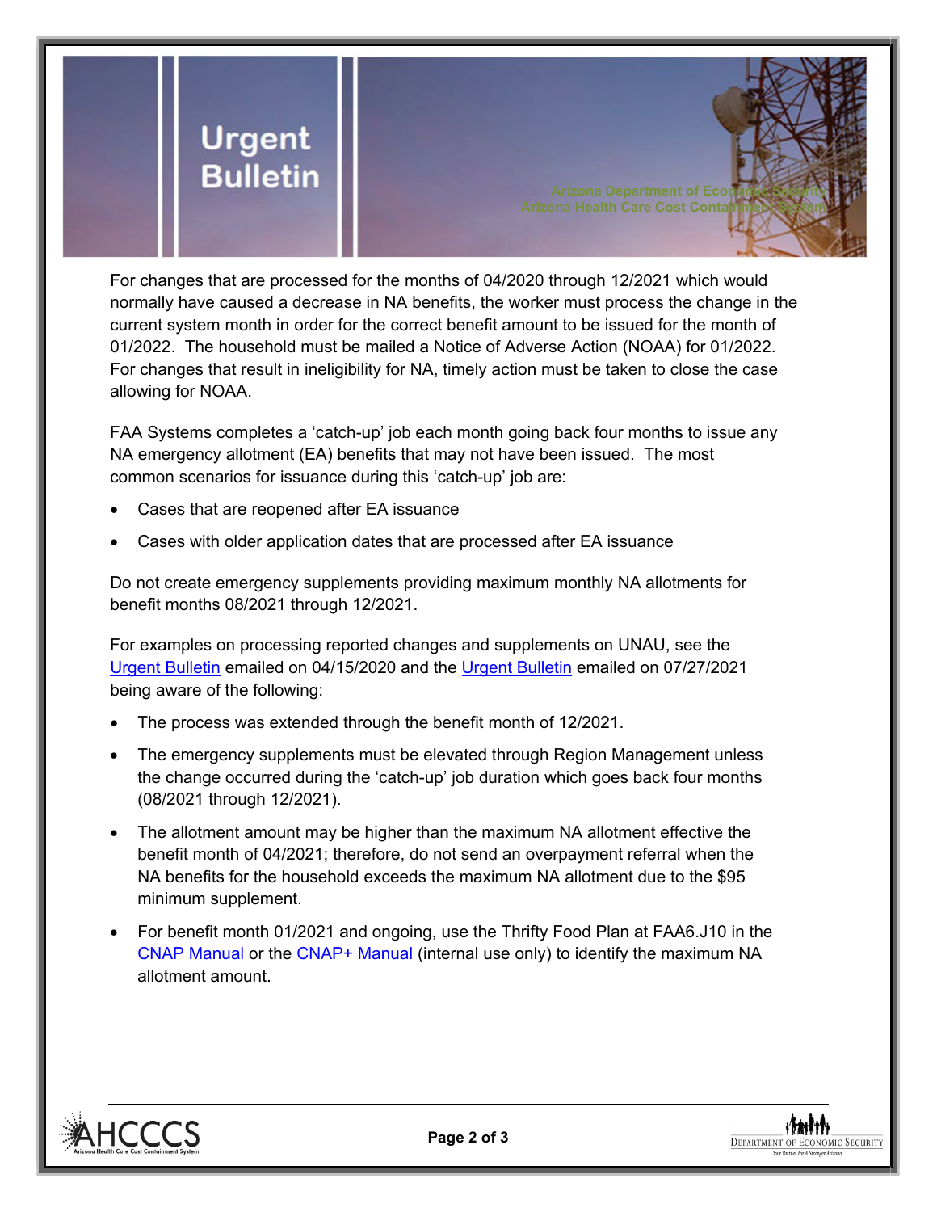For changes that are processed for the months of 04/2020 through 12/2021 which would normally have caused a decrease in NA benefits, the worker must process the change in the current system month in order for the correct benefit amount to be issued for the month of 01/2022. The household must be mailed a Notice of Adverse Action (NOAA) for 01/2022. For changes that result in ineligibility for NA, timely action must be taken to close the case allowing for NOAA.

FAA Systems completes a 'catch-up' job each month going back four months to issue any NA emergency allotment (EA) benefits that may not have been issued. The most common scenarios for issuance during this 'catch-up' job are:

- Cases that are reopened after EA issuance
- Cases with older application dates that are processed after EA issuance

Do not create emergency supplements providing maximum monthly NA allotments for benefit months 08/2021 through 12/2021.

For examples on processing reported changes and supplements on UNAU, see the Urgent Bulletin emailed on 04/15/2020 and the Urgent Bulletin emailed on 07/27/2021 being aware of the following:

- The process was extended through the benefit month of 12/2021.
- The emergency supplements must be elevated through Region Management unless the change occurred during the 'catch-up' job duration which goes back four months (08/2021 through 12/2021).
- The allotment amount may be higher than the maximum NA allotment effective the benefit month of 04/2021; therefore, do not send an overpayment referral when the NA benefits for the household exceeds the maximum NA allotment due to the $95 minimum supplement.
- For benefit month 01/2021 and ongoing, use the Thrifty Food Plan at FAA6.J10 in the CNAP Manual or the CNAP+ Manual (internal use only) to identify the maximum NA allotment amount.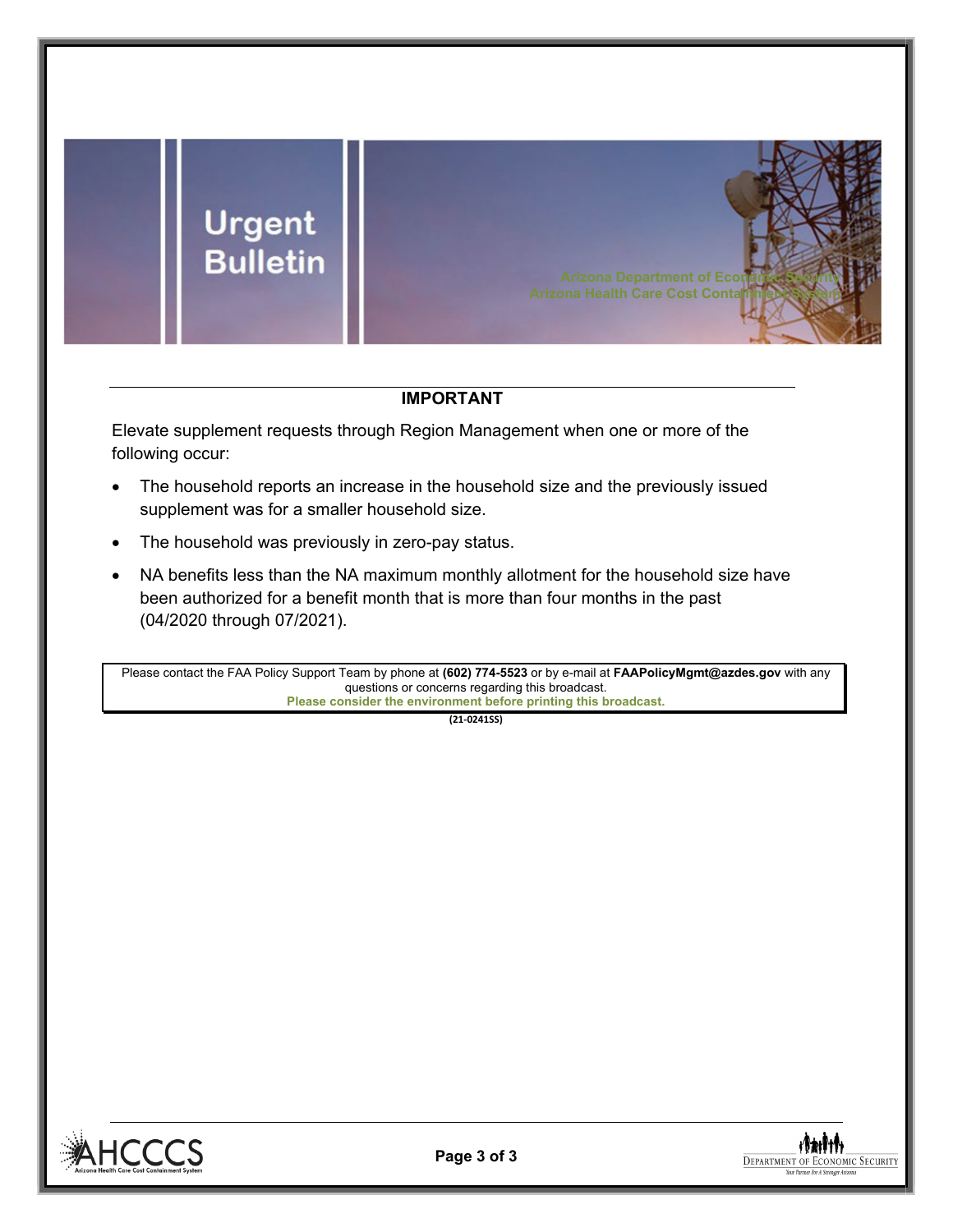# Urgent Bulletin

Arizona Department of Economic Security
Arizona Health Care Cost Containment System

---

**IMPORTANT**

Elevate supplement requests through Region Management when one or more of the following occur:

- The household reports an increase in the household size and the previously issued supplement was for a smaller household size.
- The household was previously in zero-pay status.
- NA benefits less than the NA maximum monthly allotment for the household size have been authorized for a benefit month that is more than four months in the past (04/2020 through 07/2021).

Please contact the FAA Policy Support Team by phone at **(602) 774-5523** or by e-mail at **FAAPolicyMgmt@azdes.gov** with any questions or concerns regarding this broadcast.
**Please consider the environment before printing this broadcast.**

**(21-0241SS)**